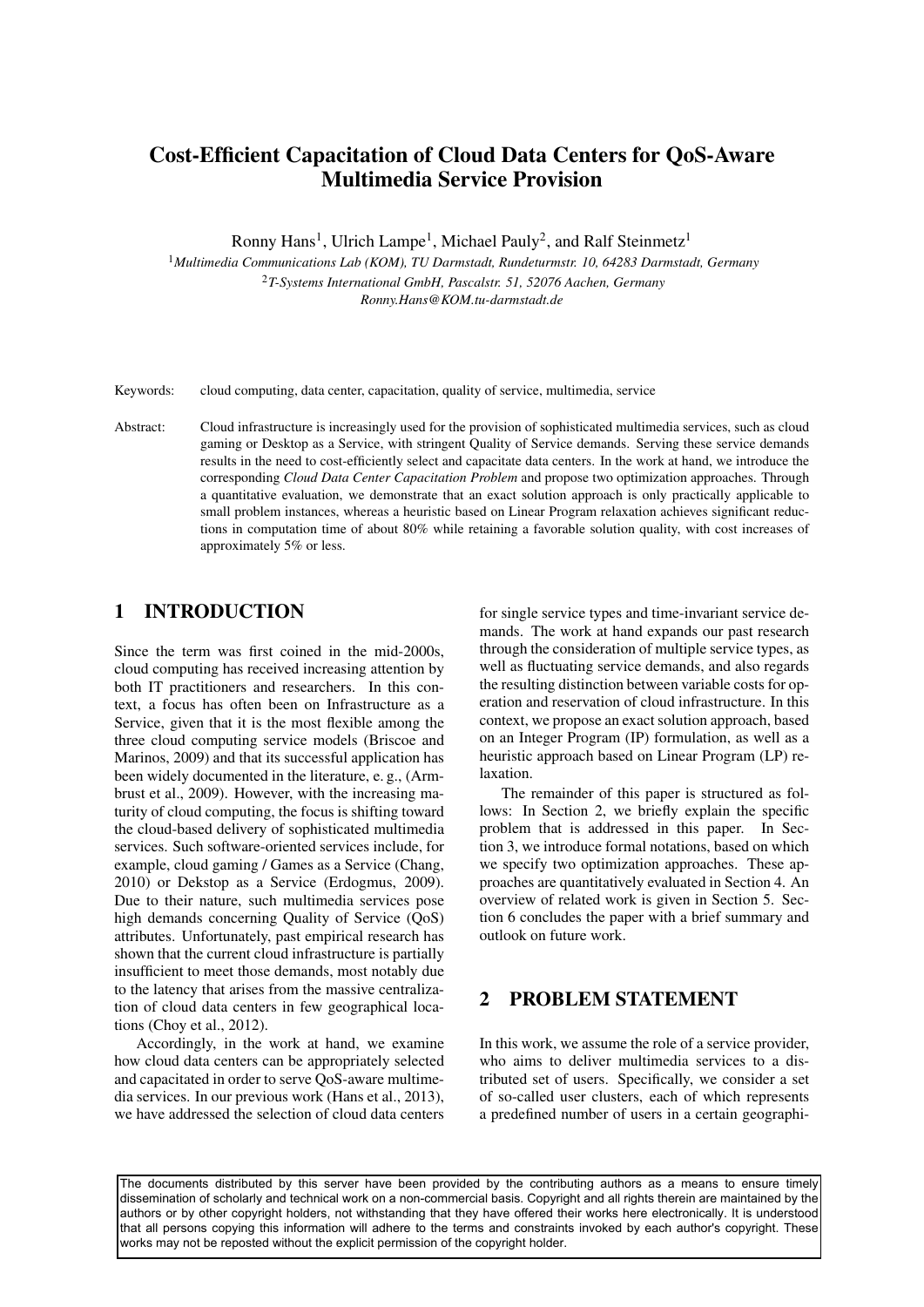# Cost-Efficient Capacitation of Cloud Data Centers for QoS-Aware Multimedia Service Provision

Ronny Hans[1], Ulrich Lampe[1], Michael Pauly[2], and Ralf Steinmetz[1]

[1]*Multimedia Communications Lab (KOM), TU Darmstadt, Rundeturmstr. 10, 64283 Darmstadt, Germany*

[2]*T-Systems International GmbH, Pascalstr. 51, 52076 Aachen, Germany*

*Ronny.Hans@KOM.tu-darmstadt.de*

Keywords: cloud computing, data center, capacitation, quality of service, multimedia, service

Abstract: Cloud infrastructure is increasingly used for the provision of sophisticated multimedia services, such as cloud gaming or Desktop as a Service, with stringent Quality of Service demands. Serving these service demands results in the need to cost-efficiently select and capacitate data centers. In the work at hand, we introduce the corresponding *Cloud Data Center Capacitation Problem* and propose two optimization approaches. Through a quantitative evaluation, we demonstrate that an exact solution approach is only practically applicable to small problem instances, whereas a heuristic based on Linear Program relaxation achieves significant reductions in computation time of about 80% while retaining a favorable solution quality, with cost increases of approximately 5% or less.

## 1 INTRODUCTION

Since the term was first coined in the mid-2000s, cloud computing has received increasing attention by both IT practitioners and researchers. In this context, a focus has often been on Infrastructure as a Service, given that it is the most flexible among the three cloud computing service models (Briscoe and Marinos, 2009) and that its successful application has been widely documented in the literature, e. g., (Armbrust et al., 2009). However, with the increasing maturity of cloud computing, the focus is shifting toward the cloud-based delivery of sophisticated multimedia services. Such software-oriented services include, for example, cloud gaming / Games as a Service (Chang, 2010) or Dekstop as a Service (Erdogmus, 2009). Due to their nature, such multimedia services pose high demands concerning Quality of Service (QoS) attributes. Unfortunately, past empirical research has shown that the current cloud infrastructure is partially insufficient to meet those demands, most notably due to the latency that arises from the massive centralization of cloud data centers in few geographical locations (Choy et al., 2012).

Accordingly, in the work at hand, we examine how cloud data centers can be appropriately selected and capacitated in order to serve QoS-aware multimedia services. In our previous work (Hans et al., 2013), we have addressed the selection of cloud data centers for single service types and time-invariant service demands. The work at hand expands our past research through the consideration of multiple service types, as well as fluctuating service demands, and also regards the resulting distinction between variable costs for operation and reservation of cloud infrastructure. In this context, we propose an exact solution approach, based on an Integer Program (IP) formulation, as well as a heuristic approach based on Linear Program (LP) relaxation.

The remainder of this paper is structured as follows: In Section 2, we briefly explain the specific problem that is addressed in this paper. In Section 3, we introduce formal notations, based on which we specify two optimization approaches. These approaches are quantitatively evaluated in Section 4. An overview of related work is given in Section 5. Section 6 concludes the paper with a brief summary and outlook on future work.

## 2 PROBLEM STATEMENT

In this work, we assume the role of a service provider, who aims to deliver multimedia services to a distributed set of users. Specifically, we consider a set of so-called user clusters, each of which represents a predefined number of users in a certain geographi-

The documents distributed by this server have been provided by the contributing authors as a means to ensure timely dissemination of scholarly and technical work on a non-commercial basis. Copyright and all rights therein are maintained by the authors or by other copyright holders, not withstanding that they have offered their works here electronically. It is understood that all persons copying this information will adhere to the terms and constraints invoked by each author's copyright. These works may not be reposted without the explicit permission of the copyright holder.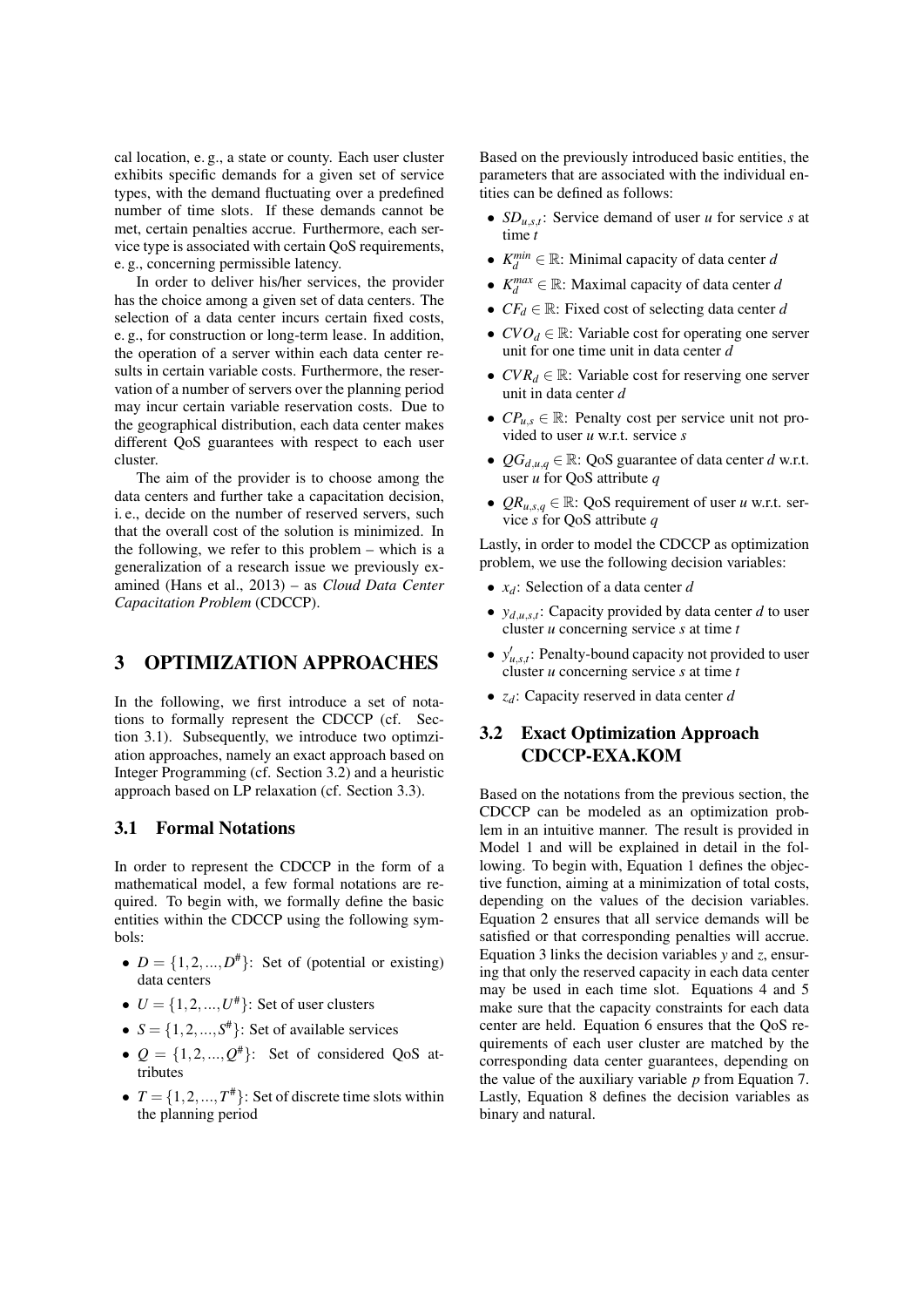cal location, e. g., a state or county. Each user cluster exhibits specific demands for a given set of service types, with the demand fluctuating over a predefined number of time slots. If these demands cannot be met, certain penalties accrue. Furthermore, each service type is associated with certain QoS requirements, e. g., concerning permissible latency.

In order to deliver his/her services, the provider has the choice among a given set of data centers. The selection of a data center incurs certain fixed costs, e. g., for construction or long-term lease. In addition, the operation of a server within each data center results in certain variable costs. Furthermore, the reservation of a number of servers over the planning period may incur certain variable reservation costs. Due to the geographical distribution, each data center makes different QoS guarantees with respect to each user cluster.

The aim of the provider is to choose among the data centers and further take a capacitation decision, i. e., decide on the number of reserved servers, such that the overall cost of the solution is minimized. In the following, we refer to this problem – which is a generalization of a research issue we previously examined (Hans et al., 2013) – as *Cloud Data Center Capacitation Problem* (CDCCP).

# 3 OPTIMIZATION APPROACHES

In the following, we first introduce a set of notations to formally represent the CDCCP (cf. Section 3.1). Subsequently, we introduce two optimziation approaches, namely an exact approach based on Integer Programming (cf. Section 3.2) and a heuristic approach based on LP relaxation (cf. Section 3.3).

## 3.1 Formal Notations

In order to represent the CDCCP in the form of a mathematical model, a few formal notations are required. To begin with, we formally define the basic entities within the CDCCP using the following symbols:

- $D = \{1, 2, ..., D^{\#}\}$: Set of (potential or existing) data centers
- $U = \{1, 2, ..., U^{\#}\}$: Set of user clusters
- $S = \{1, 2, ..., S^{\#}\}$: Set of available services
- $Q = \{1, 2, ..., Q^{\#}\}$: Set of considered QoS attributes
- $T = \{1, 2, ..., T^{\#}\}$: Set of discrete time slots within the planning period

Based on the previously introduced basic entities, the parameters that are associated with the individual entities can be defined as follows:

- $SD_{u,s,t}$: Service demand of user $u$ for service $s$ at time $t$
- $K_d^{min} \in \mathbb{R}$: Minimal capacity of data center $d$
- $K_d^{max} \in \mathbb{R}$: Maximal capacity of data center $d$
- $CF_d \in \mathbb{R}$: Fixed cost of selecting data center $d$
- $CVO_d \in \mathbb{R}$: Variable cost for operating one server unit for one time unit in data center $d$
- $CVR_d \in \mathbb{R}$: Variable cost for reserving one server unit in data center $d$
- $CP_{u,s} \in \mathbb{R}$: Penalty cost per service unit not provided to user $u$ w.r.t. service $s$
- $QG_{d,u,q} \in \mathbb{R}$: QoS guarantee of data center $d$ w.r.t. user $u$ for QoS attribute $q$
- $QR_{u,s,q} \in \mathbb{R}$: QoS requirement of user $u$ w.r.t. service $s$ for QoS attribute $q$

Lastly, in order to model the CDCCP as optimization problem, we use the following decision variables:

- $x_d$: Selection of a data center $d$
- $y_{d,u,s,t}$: Capacity provided by data center $d$ to user cluster $u$ concerning service $s$ at time $t$
- $y'_{u,s,t}$: Penalty-bound capacity not provided to user cluster $u$ concerning service $s$ at time $t$
- $z_d$: Capacity reserved in data center $d$

## 3.2 Exact Optimization Approach CDCCP-EXA.KOM

Based on the notations from the previous section, the CDCCP can be modeled as an optimization problem in an intuitive manner. The result is provided in Model 1 and will be explained in detail in the following. To begin with, Equation 1 defines the objective function, aiming at a minimization of total costs, depending on the values of the decision variables. Equation 2 ensures that all service demands will be satisfied or that corresponding penalties will accrue. Equation 3 links the decision variables $y$ and $z$, ensuring that only the reserved capacity in each data center may be used in each time slot. Equations 4 and 5 make sure that the capacity constraints for each data center are held. Equation 6 ensures that the QoS requirements of each user cluster are matched by the corresponding data center guarantees, depending on the value of the auxiliary variable $p$ from Equation 7. Lastly, Equation 8 defines the decision variables as binary and natural.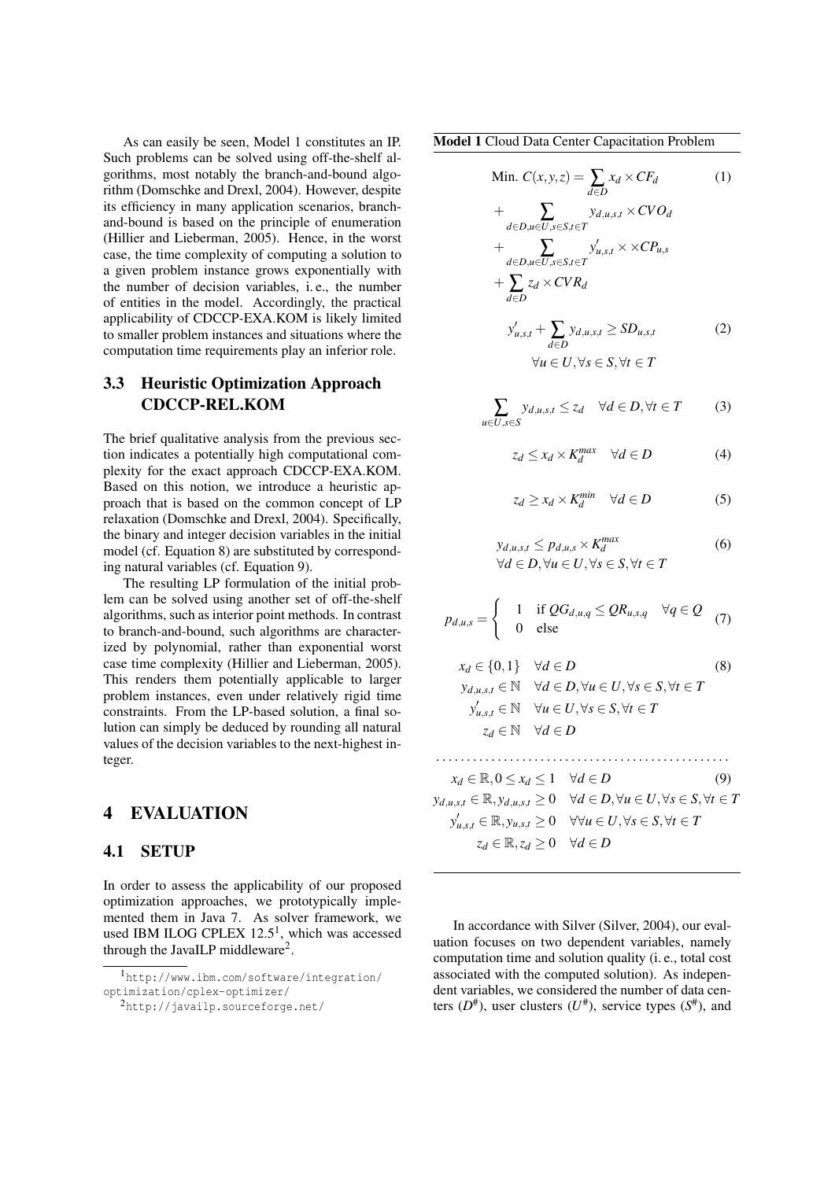As can easily be seen, Model 1 constitutes an IP. Such problems can be solved using off-the-shelf algorithms, most notably the branch-and-bound algorithm (Domschke and Drexl, 2004). However, despite its efficiency in many application scenarios, branch-and-bound is based on the principle of enumeration (Hillier and Lieberman, 2005). Hence, in the worst case, the time complexity of computing a solution to a given problem instance grows exponentially with the number of decision variables, i. e., the number of entities in the model. Accordingly, the practical applicability of CDCCP-EXA.KOM is likely limited to smaller problem instances and situations where the computation time requirements play an inferior role.

### 3.3 Heuristic Optimization Approach CDCCP-REL.KOM

The brief qualitative analysis from the previous section indicates a potentially high computational complexity for the exact approach CDCCP-EXA.KOM. Based on this notion, we introduce a heuristic approach that is based on the common concept of LP relaxation (Domschke and Drexl, 2004). Specifically, the binary and integer decision variables in the initial model (cf. Equation 8) are substituted by corresponding natural variables (cf. Equation 9).

The resulting LP formulation of the initial problem can be solved using another set of off-the-shelf algorithms, such as interior point methods. In contrast to branch-and-bound, such algorithms are characterized by polynomial, rather than exponential worst case time complexity (Hillier and Lieberman, 2005). This renders them potentially applicable to larger problem instances, even under relatively rigid time constraints. From the LP-based solution, a final solution can simply be deduced by rounding all natural values of the decision variables to the next-highest integer.

**Model 1** Cloud Data Center Capacitation Problem

$$\text{Min. } C(x,y,z) = \sum_{d \in D} x_d \times CF_d + \sum_{d \in D, u \in U, s \in S, t \in T} y_{d,u,s,t} \times CVO_d + \sum_{d \in D, u \in U, s \in S, t \in T} y'_{u,s,t} \times \times CP_{u,s} + \sum_{d \in D} z_d \times CVR_d \quad (1)$$

$$y'_{u,s,t} + \sum_{d \in D} y_{d,u,s,t} \geq SD_{u,s,t} \quad \forall u \in U, \forall s \in S, \forall t \in T \quad (2)$$

$$\sum_{u \in U, s \in S} y_{d,u,s,t} \leq z_d \quad \forall d \in D, \forall t \in T \quad (3)$$

$$z_d \leq x_d \times K_d^{max} \quad \forall d \in D \quad (4)$$

$$z_d \geq x_d \times K_d^{min} \quad \forall d \in D \quad (5)$$

$$y_{d,u,s,t} \leq p_{d,u,s} \times K_d^{max} \quad \forall d \in D, \forall u \in U, \forall s \in S, \forall t \in T \quad (6)$$

$$p_{d,u,s} = \begin{cases} 1 & \text{if } QG_{d,u,q} \leq QR_{u,s,q} \quad \forall q \in Q \\ 0 & \text{else} \end{cases} \quad (7)$$

$$\begin{aligned} & x_d \in \{0,1\} \quad \forall d \in D \\ & y_{d,u,s,t} \in \mathbb{N} \quad \forall d \in D, \forall u \in U, \forall s \in S, \forall t \in T \\ & y'_{u,s,t} \in \mathbb{N} \quad \forall u \in U, \forall s \in S, \forall t \in T \\ & z_d \in \mathbb{N} \quad \forall d \in D \end{aligned} \quad (8)$$

. . . . . . . . . . . . . . . . . . . . . . . . . . . . . . . . . . . . . . . . . . . . . . . .

$$\begin{aligned} & x_d \in \mathbb{R}, 0 \leq x_d \leq 1 \quad \forall d \in D \\ & y_{d,u,s,t} \in \mathbb{R}, y_{d,u,s,t} \geq 0 \quad \forall d \in D, \forall u \in U, \forall s \in S, \forall t \in T \\ & y'_{u,s,t} \in \mathbb{R}, y_{u,s,t} \geq 0 \quad \forall \forall u \in U, \forall s \in S, \forall t \in T \\ & z_d \in \mathbb{R}, z_d \geq 0 \quad \forall d \in D \end{aligned} \quad (9)$$

## 4 EVALUATION

### 4.1 SETUP

In order to assess the applicability of our proposed optimization approaches, we prototypically implemented them in Java 7. As solver framework, we used IBM ILOG CPLEX 12.5[1], which was accessed through the JavaILP middleware[2].

In accordance with Silver (Silver, 2004), our evaluation focuses on two dependent variables, namely computation time and solution quality (i. e., total cost associated with the computed solution). As independent variables, we considered the number of data centers ($D^{\#}$), user clusters ($U^{\#}$), service types ($S^{\#}$), and

[1] http://www.ibm.com/software/integration/optimization/cplex-optimizer/

[2] http://javailp.sourceforge.net/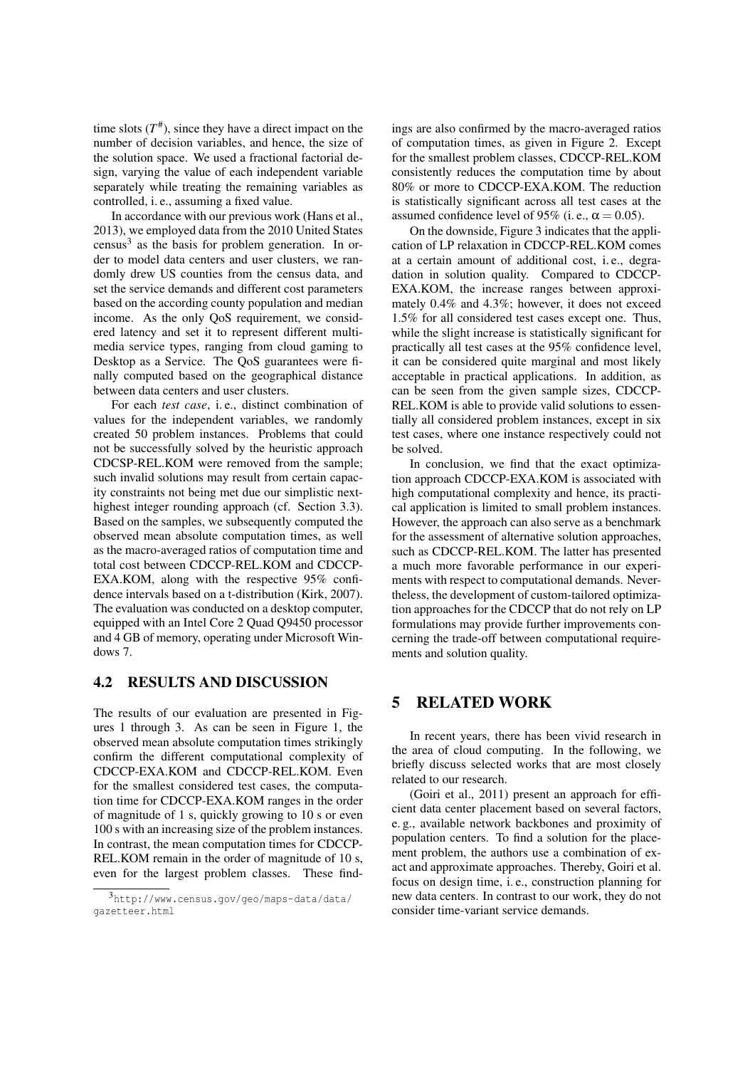time slots ($T^{\#}$), since they have a direct impact on the number of decision variables, and hence, the size of the solution space. We used a fractional factorial design, varying the value of each independent variable separately while treating the remaining variables as controlled, i. e., assuming a fixed value.

In accordance with our previous work (Hans et al., 2013), we employed data from the 2010 United States census[3] as the basis for problem generation. In order to model data centers and user clusters, we randomly drew US counties from the census data, and set the service demands and different cost parameters based on the according county population and median income. As the only QoS requirement, we considered latency and set it to represent different multimedia service types, ranging from cloud gaming to Desktop as a Service. The QoS guarantees were finally computed based on the geographical distance between data centers and user clusters.

For each *test case*, i. e., distinct combination of values for the independent variables, we randomly created 50 problem instances. Problems that could not be successfully solved by the heuristic approach CDCSP-REL.KOM were removed from the sample; such invalid solutions may result from certain capacity constraints not being met due our simplistic next-highest integer rounding approach (cf. Section 3.3). Based on the samples, we subsequently computed the observed mean absolute computation times, as well as the macro-averaged ratios of computation time and total cost between CDCCP-REL.KOM and CDCCP-EXA.KOM, along with the respective 95% confidence intervals based on a t-distribution (Kirk, 2007). The evaluation was conducted on a desktop computer, equipped with an Intel Core 2 Quad Q9450 processor and 4 GB of memory, operating under Microsoft Windows 7.

### 4.2 RESULTS AND DISCUSSION

The results of our evaluation are presented in Figures 1 through 3. As can be seen in Figure 1, the observed mean absolute computation times strikingly confirm the different computational complexity of CDCCP-EXA.KOM and CDCCP-REL.KOM. Even for the smallest considered test cases, the computation time for CDCCP-EXA.KOM ranges in the order of magnitude of 1 s, quickly growing to 10 s or even 100 s with an increasing size of the problem instances. In contrast, the mean computation times for CDCCP-REL.KOM remain in the order of magnitude of 10 s, even for the largest problem classes. These findings are also confirmed by the macro-averaged ratios of computation times, as given in Figure 2. Except for the smallest problem classes, CDCCP-REL.KOM consistently reduces the computation time by about 80% or more to CDCCP-EXA.KOM. The reduction is statistically significant across all test cases at the assumed confidence level of 95% (i. e., $\alpha = 0.05$).

On the downside, Figure 3 indicates that the application of LP relaxation in CDCCP-REL.KOM comes at a certain amount of additional cost, i. e., degradation in solution quality. Compared to CDCCP-EXA.KOM, the increase ranges between approximately 0.4% and 4.3%; however, it does not exceed 1.5% for all considered test cases except one. Thus, while the slight increase is statistically significant for practically all test cases at the 95% confidence level, it can be considered quite marginal and most likely acceptable in practical applications. In addition, as can be seen from the given sample sizes, CDCCP-REL.KOM is able to provide valid solutions to essentially all considered problem instances, except in six test cases, where one instance respectively could not be solved.

In conclusion, we find that the exact optimization approach CDCCP-EXA.KOM is associated with high computational complexity and hence, its practical application is limited to small problem instances. However, the approach can also serve as a benchmark for the assessment of alternative solution approaches, such as CDCCP-REL.KOM. The latter has presented a much more favorable performance in our experiments with respect to computational demands. Nevertheless, the development of custom-tailored optimization approaches for the CDCCP that do not rely on LP formulations may provide further improvements concerning the trade-off between computational requirements and solution quality.

## 5 RELATED WORK

In recent years, there has been vivid research in the area of cloud computing. In the following, we briefly discuss selected works that are most closely related to our research.

(Goiri et al., 2011) present an approach for efficient data center placement based on several factors, e. g., available network backbones and proximity of population centers. To find a solution for the placement problem, the authors use a combination of exact and approximate approaches. Thereby, Goiri et al. focus on design time, i. e., construction planning for new data centers. In contrast to our work, they do not consider time-variant service demands.

[3] http://www.census.gov/geo/maps-data/data/gazetteer.html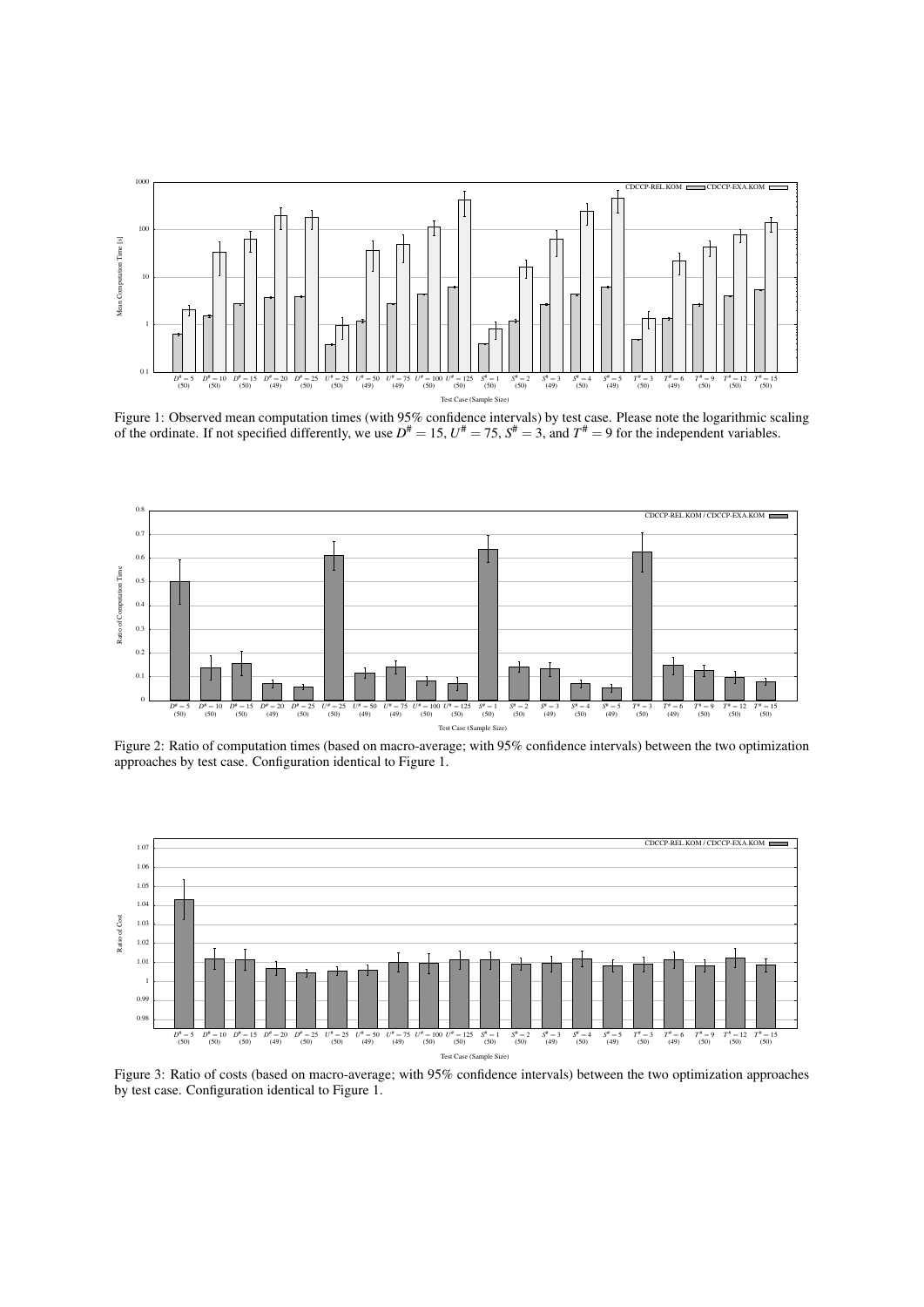Figure 1: Observed mean computation times (with 95% confidence intervals) by test case. Please note the logarithmic scaling of the ordinate. If not specified differently, we use $D^{\#} = 15$, $U^{\#} = 75$, $S^{\#} = 3$, and $T^{\#} = 9$ for the independent variables.

Figure 2: Ratio of computation times (based on macro-average; with 95% confidence intervals) between the two optimization approaches by test case. Configuration identical to Figure 1.

Figure 3: Ratio of costs (based on macro-average; with 95% confidence intervals) between the two optimization approaches by test case. Configuration identical to Figure 1.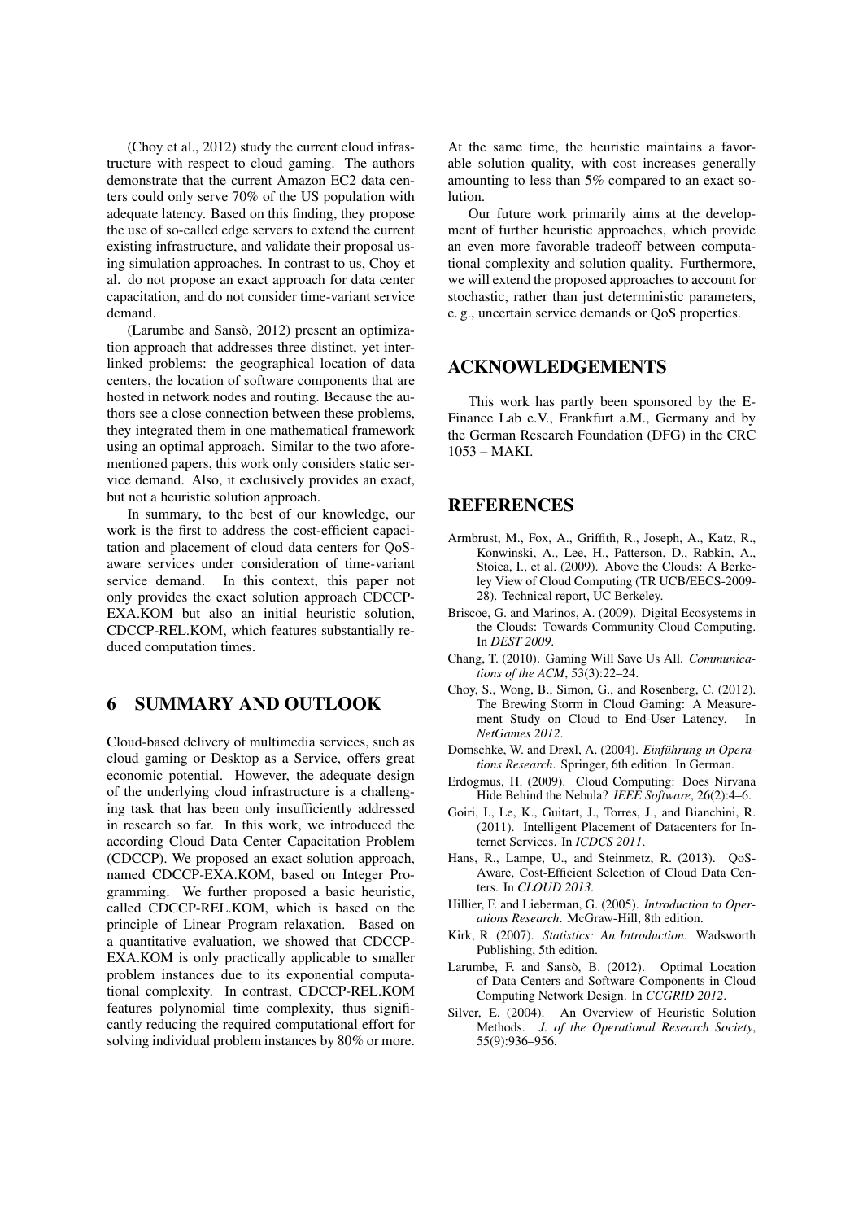(Choy et al., 2012) study the current cloud infrastructure with respect to cloud gaming. The authors demonstrate that the current Amazon EC2 data centers could only serve 70% of the US population with adequate latency. Based on this finding, they propose the use of so-called edge servers to extend the current existing infrastructure, and validate their proposal using simulation approaches. In contrast to us, Choy et al. do not propose an exact approach for data center capacitation, and do not consider time-variant service demand.

(Larumbe and Sansò, 2012) present an optimization approach that addresses three distinct, yet interlinked problems: the geographical location of data centers, the location of software components that are hosted in network nodes and routing. Because the authors see a close connection between these problems, they integrated them in one mathematical framework using an optimal approach. Similar to the two aforementioned papers, this work only considers static service demand. Also, it exclusively provides an exact, but not a heuristic solution approach.

In summary, to the best of our knowledge, our work is the first to address the cost-efficient capacitation and placement of cloud data centers for QoS-aware services under consideration of time-variant service demand. In this context, this paper not only provides the exact solution approach CDCCP-EXA.KOM but also an initial heuristic solution, CDCCP-REL.KOM, which features substantially reduced computation times.

## 6 SUMMARY AND OUTLOOK

Cloud-based delivery of multimedia services, such as cloud gaming or Desktop as a Service, offers great economic potential. However, the adequate design of the underlying cloud infrastructure is a challenging task that has been only insufficiently addressed in research so far. In this work, we introduced the according Cloud Data Center Capacitation Problem (CDCCP). We proposed an exact solution approach, named CDCCP-EXA.KOM, based on Integer Programming. We further proposed a basic heuristic, called CDCCP-REL.KOM, which is based on the principle of Linear Program relaxation. Based on a quantitative evaluation, we showed that CDCCP-EXA.KOM is only practically applicable to smaller problem instances due to its exponential computational complexity. In contrast, CDCCP-REL.KOM features polynomial time complexity, thus significantly reducing the required computational effort for solving individual problem instances by 80% or more. At the same time, the heuristic maintains a favorable solution quality, with cost increases generally amounting to less than 5% compared to an exact solution.

Our future work primarily aims at the development of further heuristic approaches, which provide an even more favorable tradeoff between computational complexity and solution quality. Furthermore, we will extend the proposed approaches to account for stochastic, rather than just deterministic parameters, e. g., uncertain service demands or QoS properties.

## ACKNOWLEDGEMENTS

This work has partly been sponsored by the E-Finance Lab e.V., Frankfurt a.M., Germany and by the German Research Foundation (DFG) in the CRC 1053 – MAKI.

## REFERENCES

Armbrust, M., Fox, A., Griffith, R., Joseph, A., Katz, R., Konwinski, A., Lee, H., Patterson, D., Rabkin, A., Stoica, I., et al. (2009). Above the Clouds: A Berkeley View of Cloud Computing (TR UCB/EECS-2009-28). Technical report, UC Berkeley.

Briscoe, G. and Marinos, A. (2009). Digital Ecosystems in the Clouds: Towards Community Cloud Computing. In *DEST 2009*.

Chang, T. (2010). Gaming Will Save Us All. *Communications of the ACM*, 53(3):22–24.

Choy, S., Wong, B., Simon, G., and Rosenberg, C. (2012). The Brewing Storm in Cloud Gaming: A Measurement Study on Cloud to End-User Latency. In *NetGames 2012*.

Domschke, W. and Drexl, A. (2004). *Einführung in Operations Research*. Springer, 6th edition. In German.

Erdogmus, H. (2009). Cloud Computing: Does Nirvana Hide Behind the Nebula? *IEEE Software*, 26(2):4–6.

Goiri, I., Le, K., Guitart, J., Torres, J., and Bianchini, R. (2011). Intelligent Placement of Datacenters for Internet Services. In *ICDCS 2011*.

Hans, R., Lampe, U., and Steinmetz, R. (2013). QoS-Aware, Cost-Efficient Selection of Cloud Data Centers. In *CLOUD 2013*.

Hillier, F. and Lieberman, G. (2005). *Introduction to Operations Research*. McGraw-Hill, 8th edition.

Kirk, R. (2007). *Statistics: An Introduction*. Wadsworth Publishing, 5th edition.

Larumbe, F. and Sansò, B. (2012). Optimal Location of Data Centers and Software Components in Cloud Computing Network Design. In *CCGRID 2012*.

Silver, E. (2004). An Overview of Heuristic Solution Methods. *J. of the Operational Research Society*, 55(9):936–956.